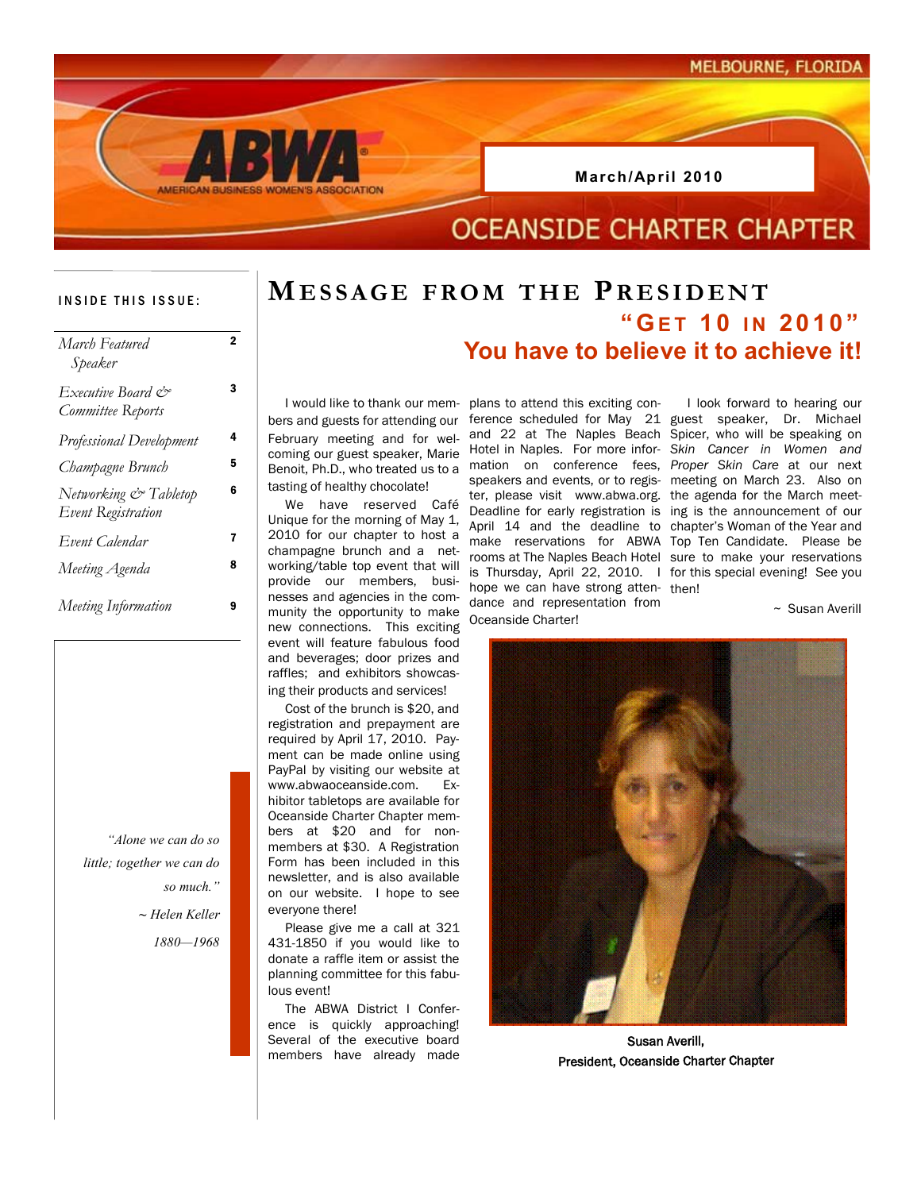MELBOURNE, FLORIDA

**ABWA** AMERICAN BUSINESS WOMEN'S ASSOCIATION

**March/April 2010**

# OCEANSIDE CHARTER CHAPTER

**INSIDE THIS ISSUE:**

| | |
|---|---|
| *March Featured Speaker* | 2 |
| *Executive Board & Committee Reports* | 3 |
| *Professional Development* | 4 |
| *Champagne Brunch* | 5 |
| *Networking & Tabletop Event Registration* | 6 |
| *Event Calendar* | 7 |
| *Meeting Agenda* | 8 |
| *Meeting Information* | 9 |

*"Alone we can do so little; together we can do so much."*

*~ Helen Keller 1880—1968*

## Message from the President

### "Get 10 in 2010"

### You have to believe it to achieve it!

I would like to thank our members and guests for attending our February meeting and for welcoming our guest speaker, Marie Benoit, Ph.D., who treated us to a tasting of healthy chocolate!

We have reserved Café Unique for the morning of May 1, 2010 for our chapter to host a champagne brunch and a networking/table top event that will provide our members, businesses and agencies in the community the opportunity to make new connections. This exciting event will feature fabulous food and beverages; door prizes and raffles; and exhibitors showcasing their products and services!

Cost of the brunch is $20, and registration and prepayment are required by April 17, 2010. Payment can be made online using PayPal by visiting our website at www.abwaoceanside.com. Exhibitor tabletops are available for Oceanside Charter Chapter members at $20 and for non-members at $30. A Registration Form has been included in this newsletter, and is also available on our website. I hope to see everyone there!

Please give me a call at 321 431-1850 if you would like to donate a raffle item or assist the planning committee for this fabulous event!

The ABWA District I Conference is quickly approaching! Several of the executive board members have already made plans to attend this exciting conference scheduled for May 21 and 22 at The Naples Beach Hotel in Naples. For more information on conference fees, speakers and events, or to register, please visit www.abwa.org. Deadline for early registration is April 14 and the deadline to make reservations for ABWA rooms at The Naples Beach Hotel is Thursday, April 22, 2010. I hope we can have strong attendance and representation from Oceanside Charter!

I look forward to hearing our guest speaker, Dr. Michael Spicer, who will be speaking on *Skin Cancer in Women and Proper Skin Care* at our next meeting on March 23. Also on the agenda for the March meeting is the announcement of our chapter's Woman of the Year and Top Ten Candidate. Please be sure to make your reservations for this special evening! See you then!

~ Susan Averill

**Susan Averill, President, Oceanside Charter Chapter**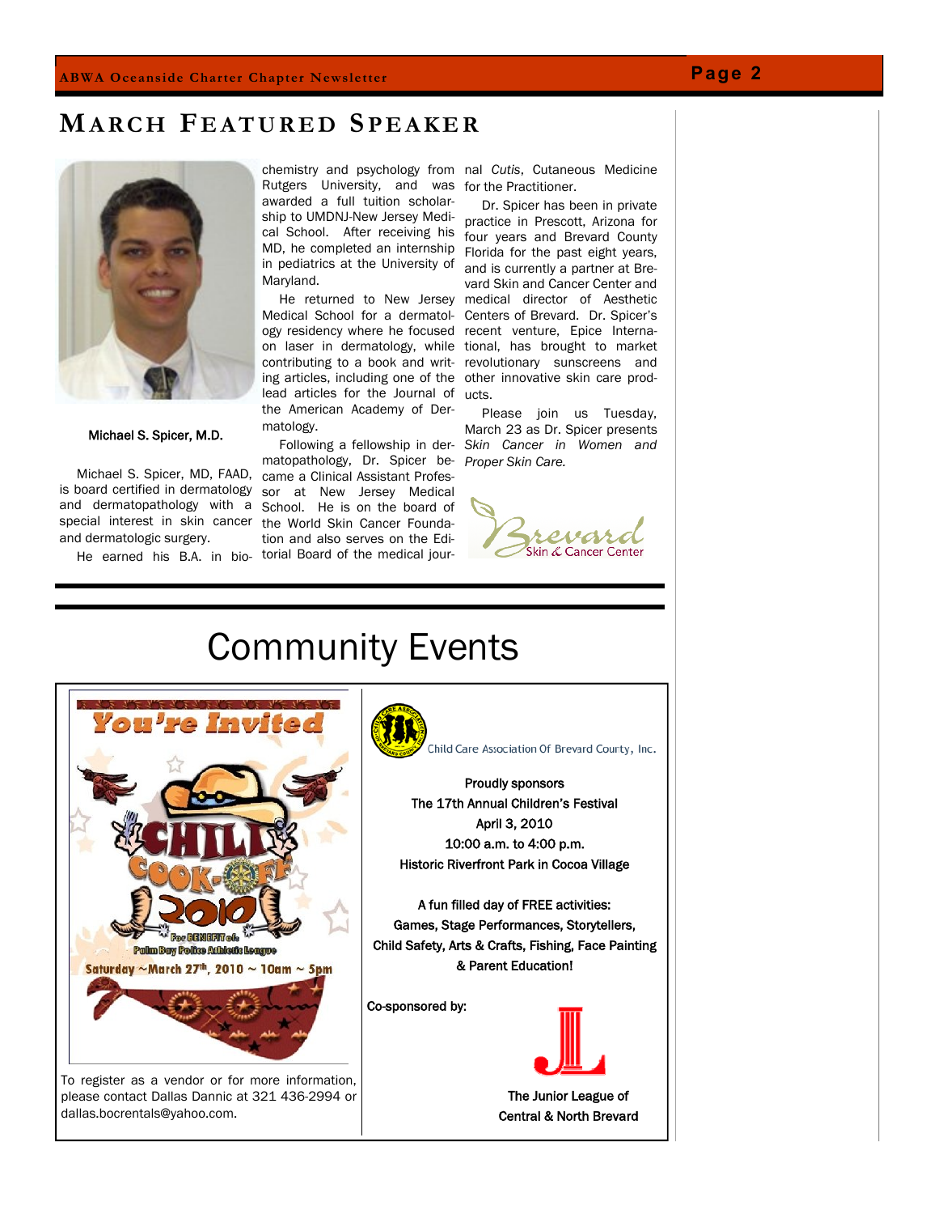# March Featured Speaker

Michael S. Spicer, M.D.

Michael S. Spicer, MD, FAAD, is board certified in dermatology and dermatopathology with a special interest in skin cancer and dermatologic surgery.

He earned his B.A. in biochemistry and psychology from Rutgers University, and was awarded a full tuition scholarship to UMDNJ-New Jersey Medical School. After receiving his MD, he completed an internship in pediatrics at the University of Maryland.

He returned to New Jersey Medical School for a dermatology residency where he focused on laser in dermatology, while contributing to a book and writing articles, including one of the lead articles for the Journal of the American Academy of Dermatology.

Following a fellowship in dermatopathology, Dr. Spicer became a Clinical Assistant Professor at New Jersey Medical School. He is on the board of the World Skin Cancer Foundation and also serves on the Editorial Board of the medical journal *Cutis*, Cutaneous Medicine for the Practitioner.

Dr. Spicer has been in private practice in Prescott, Arizona for four years and Brevard County Florida for the past eight years, and is currently a partner at Brevard Skin and Cancer Center and medical director of Aesthetic Centers of Brevard. Dr. Spicer's recent venture, Epice International, has brought to market revolutionary sunscreens and other innovative skin care products.

Please join us Tuesday, March 23 as Dr. Spicer presents *Skin Cancer in Women and Proper Skin Care.*

Brevard Skin & Cancer Center

# Community Events

**You're Invited**

**CHILI COOK-OFF 2010**

For BENEFIT of: Palm Bay Police Athletic League

Saturday ~March 27th, 2010 ~ 10am ~ 5pm

To register as a vendor or for more information, please contact Dallas Dannic at 321 436-2994 or dallas.bocrentals@yahoo.com.

Child Care Association Of Brevard County, Inc.

**Proudly sponsors**
**The 17th Annual Children's Festival**
**April 3, 2010**
**10:00 a.m. to 4:00 p.m.**
**Historic Riverfront Park in Cocoa Village**

**A fun filled day of FREE activities:**
**Games, Stage Performances, Storytellers, Child Safety, Arts & Crafts, Fishing, Face Painting & Parent Education!**

**Co-sponsored by:**

**The Junior League of Central & North Brevard**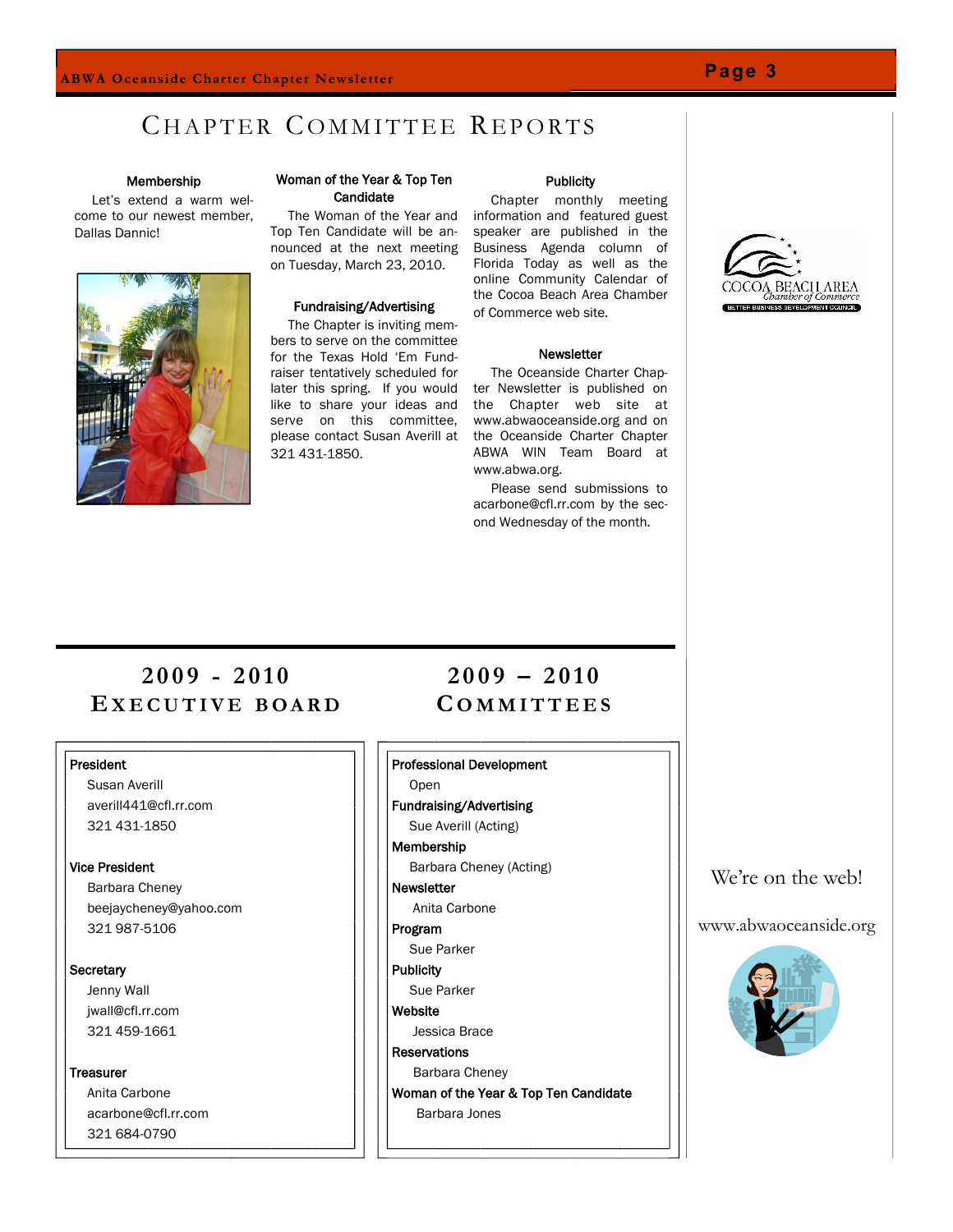# Chapter Committee Reports

### Membership

Let's extend a warm welcome to our newest member, Dallas Dannic!

### Woman of the Year & Top Ten Candidate

The Woman of the Year and Top Ten Candidate will be announced at the next meeting on Tuesday, March 23, 2010.

### Fundraising/Advertising

The Chapter is inviting members to serve on the committee for the Texas Hold 'Em Fundraiser tentatively scheduled for later this spring. If you would like to share your ideas and serve on this committee, please contact Susan Averill at 321 431-1850.

### Publicity

Chapter monthly meeting information and featured guest speaker are published in the Business Agenda column of Florida Today as well as the online Community Calendar of the Cocoa Beach Area Chamber of Commerce web site.

### Newsletter

The Oceanside Charter Chapter Newsletter is published on the Chapter web site at www.abwaoceanside.org and on the Oceanside Charter Chapter ABWA WIN Team Board at www.abwa.org.

Please send submissions to acarbone@cfl.rr.com by the second Wednesday of the month.

COCOA BEACH AREA Chamber of Commerce
BETTER BUSINESS DEVELOPMENT COUNCIL

## 2009 - 2010 Executive Board

**President**
Susan Averill
averill441@cfl.rr.com
321 431-1850

**Vice President**
Barbara Cheney
beejaycheney@yahoo.com
321 987-5106

**Secretary**
Jenny Wall
jwall@cfl.rr.com
321 459-1661

**Treasurer**
Anita Carbone
acarbone@cfl.rr.com
321 684-0790

## 2009 – 2010 Committees

**Professional Development**
Open

**Fundraising/Advertising**
Sue Averill (Acting)

**Membership**
Barbara Cheney (Acting)

**Newsletter**
Anita Carbone

**Program**
Sue Parker

**Publicity**
Sue Parker

**Website**
Jessica Brace

**Reservations**
Barbara Cheney

**Woman of the Year & Top Ten Candidate**
Barbara Jones

We're on the web!

www.abwaoceanside.org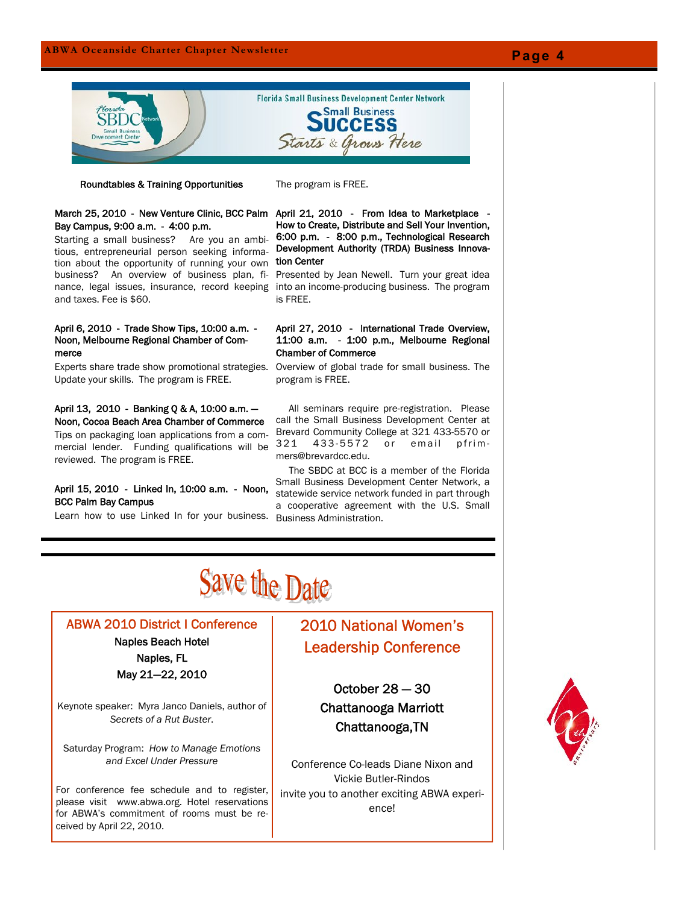Florida Small Business Development Center Network

**Small Business SUCCESS**

*Starts & Grows Here*

**Roundtables & Training Opportunities**

The program is FREE.

**March 25, 2010 - New Venture Clinic, BCC Palm Bay Campus, 9:00 a.m. - 4:00 p.m.**

Starting a small business? Are you an ambitious, entrepreneurial person seeking information about the opportunity of running your own business? An overview of business plan, finance, legal issues, insurance, record keeping and taxes. Fee is $60.

**April 6, 2010 - Trade Show Tips, 10:00 a.m. - Noon, Melbourne Regional Chamber of Commerce**

Experts share trade show promotional strategies. Update your skills. The program is FREE.

**April 13, 2010 - Banking Q & A, 10:00 a.m. — Noon, Cocoa Beach Area Chamber of Commerce**

Tips on packaging loan applications from a commercial lender. Funding qualifications will be reviewed. The program is FREE.

**April 15, 2010 - Linked In, 10:00 a.m. - Noon, BCC Palm Bay Campus**

Learn how to use Linked In for your business.

**April 21, 2010 - From Idea to Marketplace - How to Create, Distribute and Sell Your Invention, 6:00 p.m. - 8:00 p.m., Technological Research Development Authority (TRDA) Business Innovation Center**

Presented by Jean Newell. Turn your great idea into an income-producing business. The program is FREE.

**April 27, 2010 - International Trade Overview, 11:00 a.m. - 1:00 p.m., Melbourne Regional Chamber of Commerce**

Overview of global trade for small business. The program is FREE.

All seminars require pre-registration. Please call the Small Business Development Center at Brevard Community College at 321 433-5570 or 321 433-5572 or email pfrimmers@brevardcc.edu.

The SBDC at BCC is a member of the Florida Small Business Development Center Network, a statewide service network funded in part through a cooperative agreement with the U.S. Small Business Administration.

# Save the Date

## ABWA 2010 District I Conference

**Naples Beach Hotel**
**Naples, FL**
**May 21—22, 2010**

Keynote speaker: Myra Janco Daniels, author of *Secrets of a Rut Buster*.

Saturday Program: *How to Manage Emotions and Excel Under Pressure*

For conference fee schedule and to register, please visit www.abwa.org. Hotel reservations for ABWA's commitment of rooms must be received by April 22, 2010.

## 2010 National Women's Leadership Conference

**October 28 — 30**
**Chattanooga Marriott**
**Chattanooga,TN**

Conference Co-leads Diane Nixon and Vickie Butler-Rindos invite you to another exciting ABWA experience!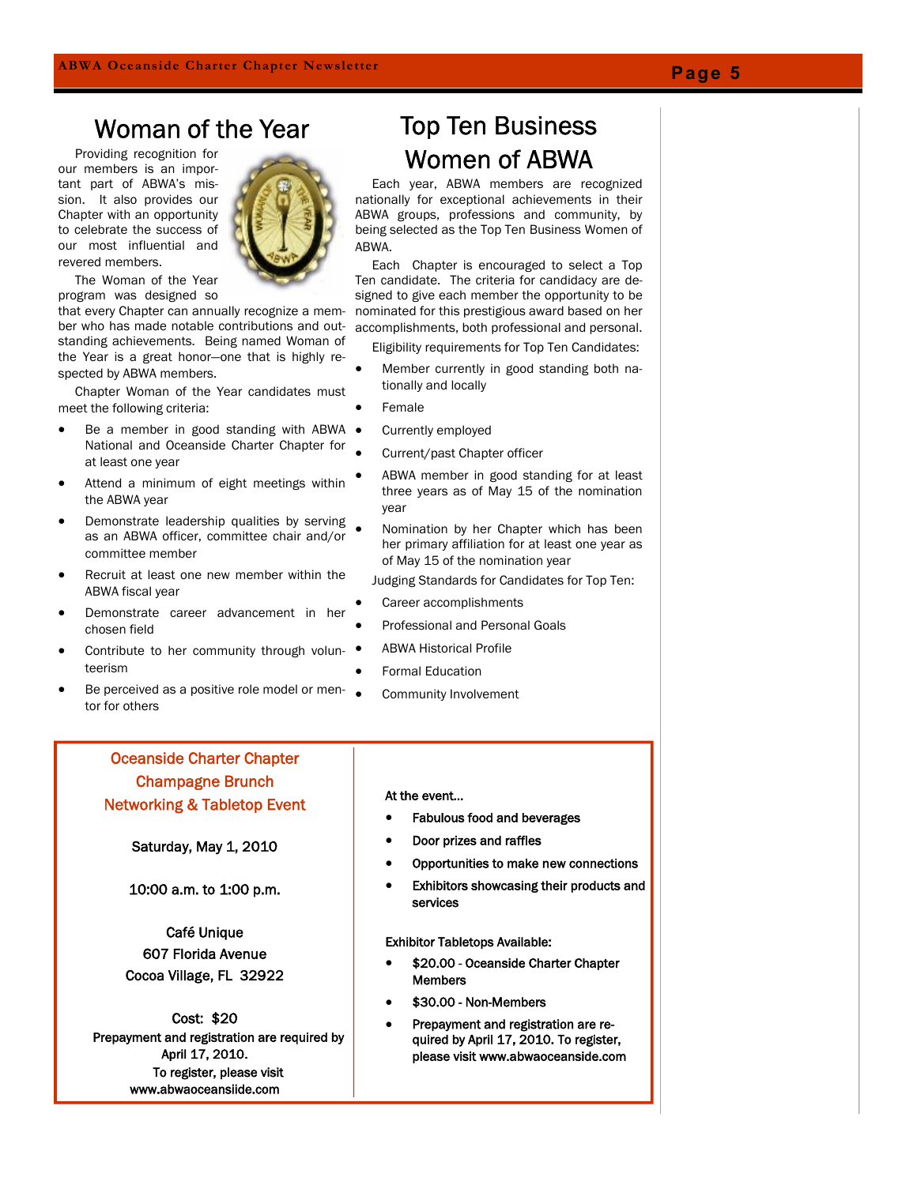# Woman of the Year

Providing recognition for our members is an important part of ABWA's mission. It also provides our Chapter with an opportunity to celebrate the success of our most influential and revered members.

The Woman of the Year program was designed so that every Chapter can annually recognize a member who has made notable contributions and outstanding achievements. Being named Woman of the Year is a great honor—one that is highly respected by ABWA members.

Chapter Woman of the Year candidates must meet the following criteria:

- Be a member in good standing with ABWA National and Oceanside Charter Chapter for at least one year
- Attend a minimum of eight meetings within the ABWA year
- Demonstrate leadership qualities by serving as an ABWA officer, committee chair and/or committee member
- Recruit at least one new member within the ABWA fiscal year
- Demonstrate career advancement in her chosen field
- Contribute to her community through volunteerism
- Be perceived as a positive role model or mentor for others

# Top Ten Business Women of ABWA

Each year, ABWA members are recognized nationally for exceptional achievements in their ABWA groups, professions and community, by being selected as the Top Ten Business Women of ABWA.

Each Chapter is encouraged to select a Top Ten candidate. The criteria for candidacy are designed to give each member the opportunity to be nominated for this prestigious award based on her accomplishments, both professional and personal.

Eligibility requirements for Top Ten Candidates:

- Member currently in good standing both nationally and locally
- Female
- Currently employed
- Current/past Chapter officer
- ABWA member in good standing for at least three years as of May 15 of the nomination year
- Nomination by her Chapter which has been her primary affiliation for at least one year as of May 15 of the nomination year

Judging Standards for Candidates for Top Ten:

- Career accomplishments
- Professional and Personal Goals
- ABWA Historical Profile
- Formal Education
- Community Involvement

## Oceanside Charter Chapter Champagne Brunch Networking & Tabletop Event

Saturday, May 1, 2010

10:00 a.m. to 1:00 p.m.

Café Unique
607 Florida Avenue
Cocoa Village, FL 32922

Cost: $20

**Prepayment and registration are required by April 17, 2010.**
**To register, please visit www.abwaoceansiide.com**

**At the event...**

- **Fabulous food and beverages**
- **Door prizes and raffles**
- **Opportunities to make new connections**
- **Exhibitors showcasing their products and services**

**Exhibitor Tabletops Available:**

- **$20.00 - Oceanside Charter Chapter Members**
- **$30.00 - Non-Members**
- **Prepayment and registration are required by April 17, 2010. To register, please visit www.abwaoceanside.com**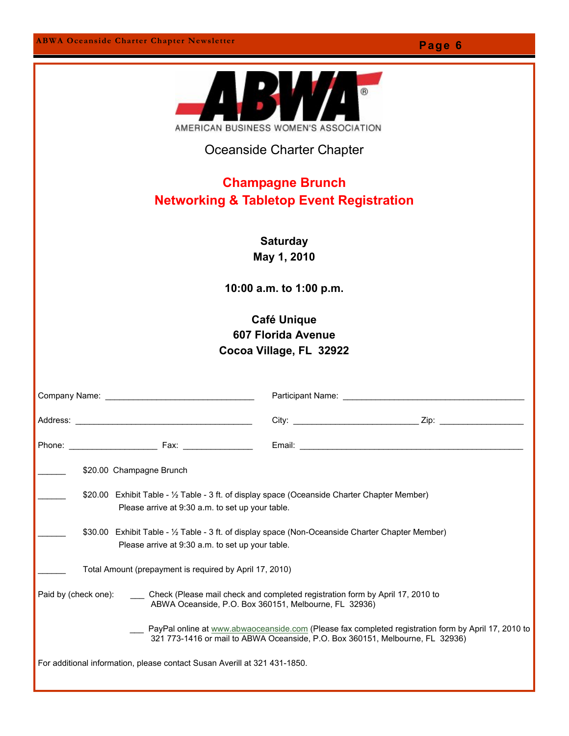AMERICAN BUSINESS WOMEN'S ASSOCIATION

Oceanside Charter Chapter

## Champagne Brunch
## Networking & Tabletop Event Registration

**Saturday**
**May 1, 2010**

**10:00 a.m. to 1:00 p.m.**

**Café Unique**
**607 Florida Avenue**
**Cocoa Village, FL 32922**

Company Name: ________________________________ Participant Name: ________________________________________

Address: ______________________________________ City: ___________________________ Zip: __________________

Phone: ___________________ Fax: _______________ Email: __________________________________________________

______ $20.00 Champagne Brunch

______ $20.00 Exhibit Table - ½ Table - 3 ft. of display space (Oceanside Charter Chapter Member)
Please arrive at 9:30 a.m. to set up your table.

______ $30.00 Exhibit Table - ½ Table - 3 ft. of display space (Non-Oceanside Charter Chapter Member)
Please arrive at 9:30 a.m. to set up your table.

______ Total Amount (prepayment is required by April 17, 2010)

Paid by (check one): ___ Check (Please mail check and completed registration form by April 17, 2010 to ABWA Oceanside, P.O. Box 360151, Melbourne, FL 32936)

___ PayPal online at www.abwaoceanside.com (Please fax completed registration form by April 17, 2010 to 321 773-1416 or mail to ABWA Oceanside, P.O. Box 360151, Melbourne, FL 32936)

For additional information, please contact Susan Averill at 321 431-1850.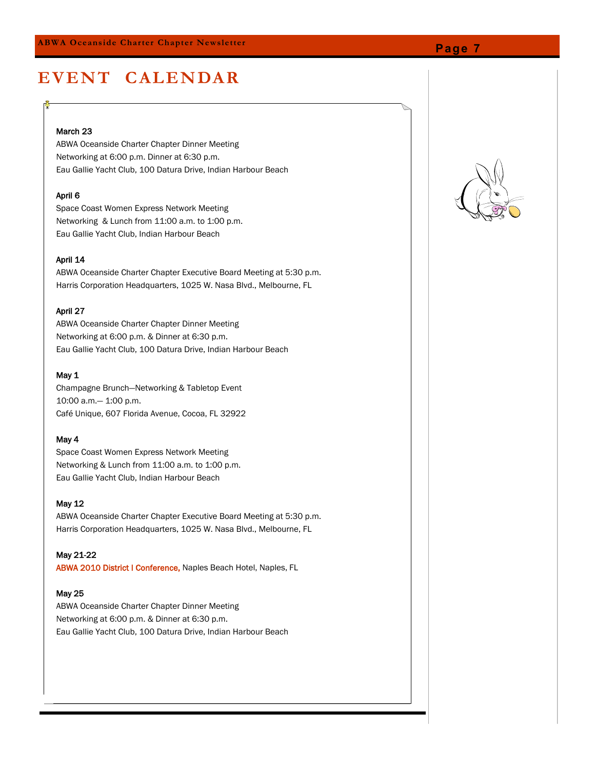# EVENT CALENDAR

**March 23**
ABWA Oceanside Charter Chapter Dinner Meeting
Networking at 6:00 p.m. Dinner at 6:30 p.m.
Eau Gallie Yacht Club, 100 Datura Drive, Indian Harbour Beach

**April 6**
Space Coast Women Express Network Meeting
Networking & Lunch from 11:00 a.m. to 1:00 p.m.
Eau Gallie Yacht Club, Indian Harbour Beach

**April 14**
ABWA Oceanside Charter Chapter Executive Board Meeting at 5:30 p.m.
Harris Corporation Headquarters, 1025 W. Nasa Blvd., Melbourne, FL

**April 27**
ABWA Oceanside Charter Chapter Dinner Meeting
Networking at 6:00 p.m. & Dinner at 6:30 p.m.
Eau Gallie Yacht Club, 100 Datura Drive, Indian Harbour Beach

**May 1**
Champagne Brunch—Networking & Tabletop Event
10:00 a.m.— 1:00 p.m.
Café Unique, 607 Florida Avenue, Cocoa, FL 32922

**May 4**
Space Coast Women Express Network Meeting
Networking & Lunch from 11:00 a.m. to 1:00 p.m.
Eau Gallie Yacht Club, Indian Harbour Beach

**May 12**
ABWA Oceanside Charter Chapter Executive Board Meeting at 5:30 p.m.
Harris Corporation Headquarters, 1025 W. Nasa Blvd., Melbourne, FL

**May 21-22**
ABWA 2010 District I Conference, Naples Beach Hotel, Naples, FL

**May 25**
ABWA Oceanside Charter Chapter Dinner Meeting
Networking at 6:00 p.m. & Dinner at 6:30 p.m.
Eau Gallie Yacht Club, 100 Datura Drive, Indian Harbour Beach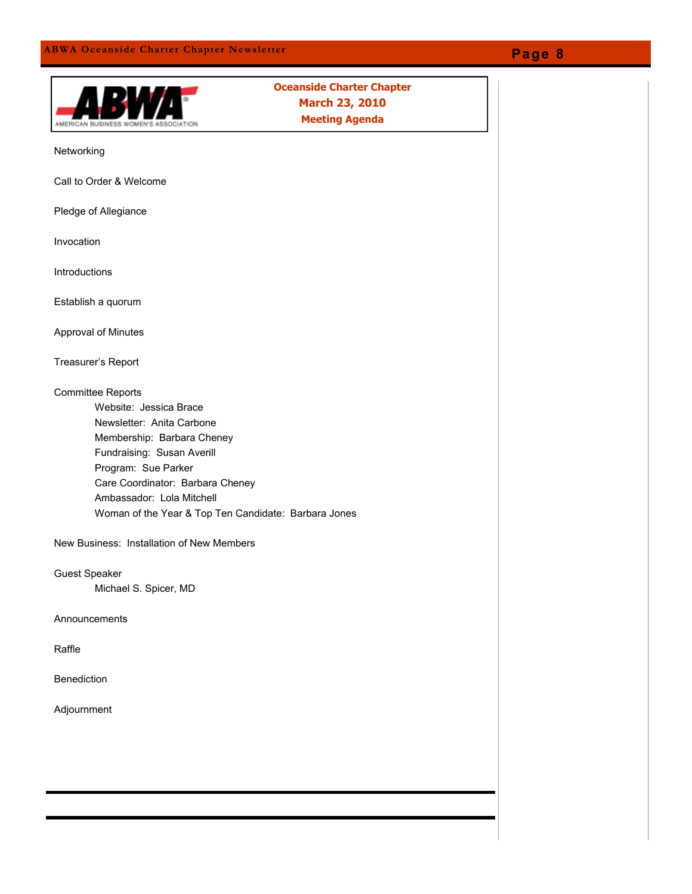## Oceanside Charter Chapter
## March 23, 2010
## Meeting Agenda

Networking

Call to Order & Welcome

Pledge of Allegiance

Invocation

Introductions

Establish a quorum

Approval of Minutes

Treasurer's Report

Committee Reports

- Website: Jessica Brace
- Newsletter: Anita Carbone
- Membership: Barbara Cheney
- Fundraising: Susan Averill
- Program: Sue Parker
- Care Coordinator: Barbara Cheney
- Ambassador: Lola Mitchell
- Woman of the Year & Top Ten Candidate: Barbara Jones

New Business: Installation of New Members

Guest Speaker

- Michael S. Spicer, MD

Announcements

Raffle

Benediction

Adjournment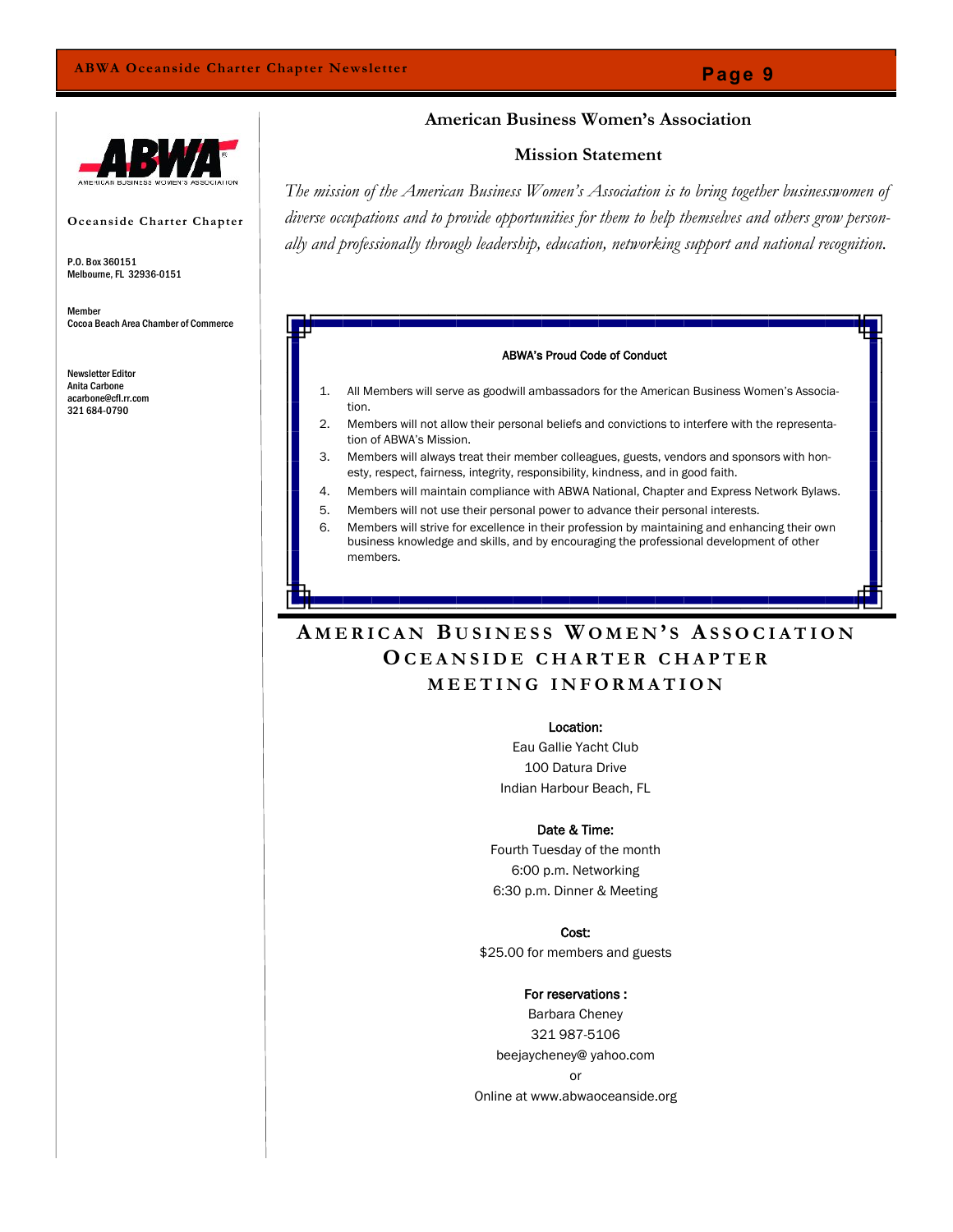Oceanside Charter Chapter

P.O. Box 360151
Melbourne, FL 32936-0151

Member
Cocoa Beach Area Chamber of Commerce

Newsletter Editor
Anita Carbone
acarbone@cfl.rr.com
321 684-0790

## American Business Women's Association

## Mission Statement

*The mission of the American Business Women's Association is to bring together businesswomen of diverse occupations and to provide opportunities for them to help themselves and others grow personally and professionally through leadership, education, networking support and national recognition.*

### ABWA's Proud Code of Conduct

1. All Members will serve as goodwill ambassadors for the American Business Women's Association.
2. Members will not allow their personal beliefs and convictions to interfere with the representation of ABWA's Mission.
3. Members will always treat their member colleagues, guests, vendors and sponsors with honesty, respect, fairness, integrity, responsibility, kindness, and in good faith.
4. Members will maintain compliance with ABWA National, Chapter and Express Network Bylaws.
5. Members will not use their personal power to advance their personal interests.
6. Members will strive for excellence in their profession by maintaining and enhancing their own business knowledge and skills, and by encouraging the professional development of other members.

## American Business Women's Association Oceanside Charter Chapter Meeting Information

**Location:**
Eau Gallie Yacht Club
100 Datura Drive
Indian Harbour Beach, FL

**Date & Time:**
Fourth Tuesday of the month
6:00 p.m. Networking
6:30 p.m. Dinner & Meeting

**Cost:**
$25.00 for members and guests

**For reservations :**
Barbara Cheney
321 987-5106
beejaycheney@ yahoo.com
or
Online at www.abwaoceanside.org